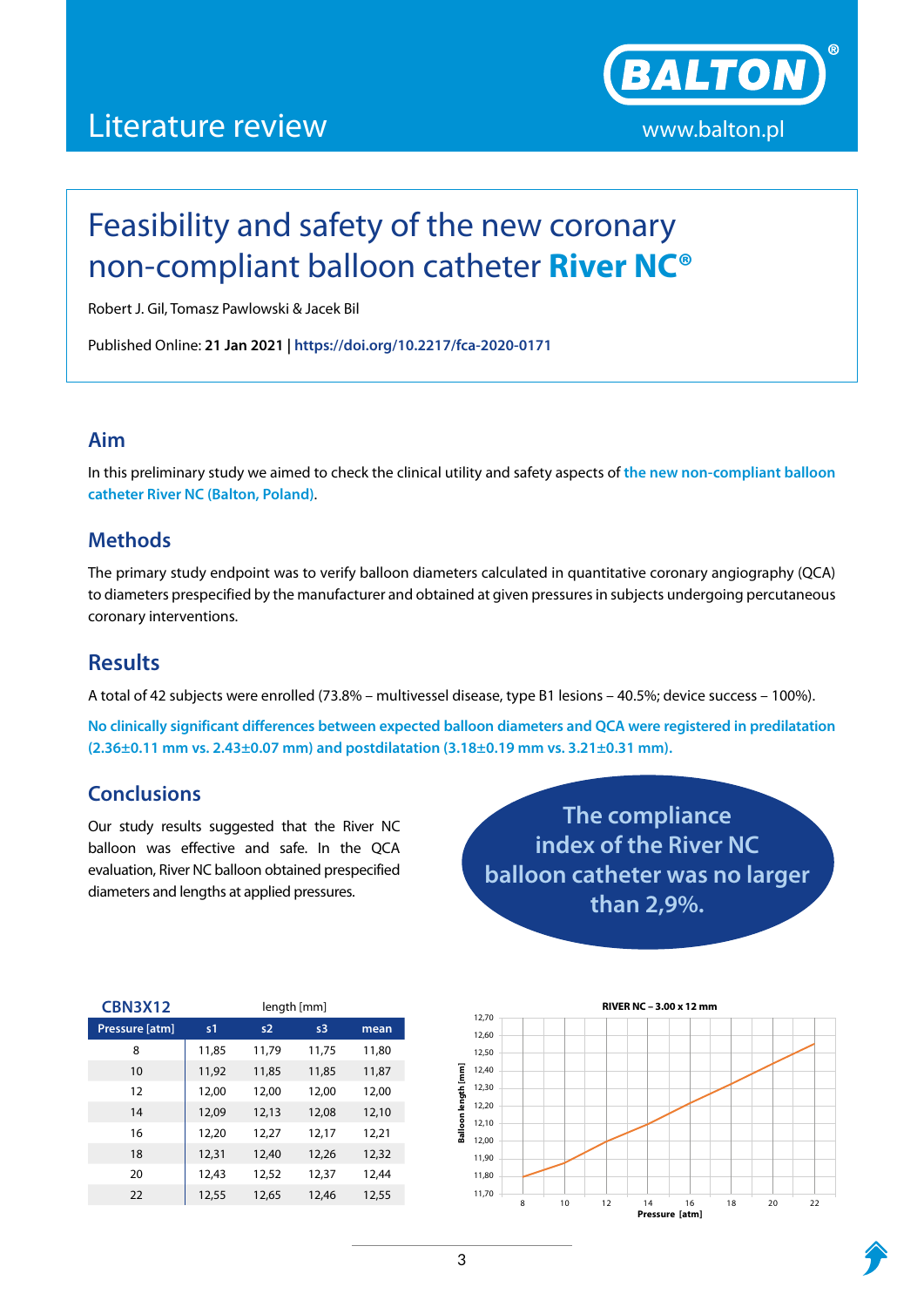# Literature review

BALTON® www.balton.pl

## Feasibility and safety of the new coronary non-compliant balloon catheter **River NC®**

Robert J. Gil, Tomasz Pawlowski & Jacek Bil

Published Online: **21 Jan 2021** | **https://doi.org/10.2217/fca-2020-0171**

## Aim

In this preliminary study we aimed to check the clinical utility and safety aspects of **the new non-compliant balloon catheter River NC (Balton, Poland)**.

## Methods

The primary study endpoint was to verify balloon diameters calculated in quantitative coronary angiography (QCA) to diameters prespecified by the manufacturer and obtained at given pressures in subjects undergoing percutaneous coronary interventions.

## Results

A total of 42 subjects were enrolled (73.8% – multivessel disease, type B1 lesions – 40.5%; device success – 100%).

**No clinically significant differences between expected balloon diameters and QCA were registered in predilatation (2.36±0.11 mm vs. 2.43±0.07 mm) and postdilatation (3.18±0.19 mm vs. 3.21±0.31 mm).**

## Conclusions

Our study results suggested that the River NC balloon was effective and safe. In the QCA evaluation, River NC balloon obtained prespecified diameters and lengths at applied pressures.

**The compliance index of the River NC balloon catheter was no larger than 2,9%.**

**CBN3X12** — length [mm]

| Pressure [atm] | s1 | s2 | s3 | mean |
|---|---|---|---|---|
| 8 | 11,85 | 11,79 | 11,75 | 11,80 |
| 10 | 11,92 | 11,85 | 11,85 | 11,87 |
| 12 | 12,00 | 12,00 | 12,00 | 12,00 |
| 14 | 12,09 | 12,13 | 12,08 | 12,10 |
| 16 | 12,20 | 12,27 | 12,17 | 12,21 |
| 18 | 12,31 | 12,40 | 12,26 | 12,32 |
| 20 | 12,43 | 12,52 | 12,37 | 12,44 |
| 22 | 12,55 | 12,65 | 12,46 | 12,55 |

**RIVER NC – 3.00 x 12 mm**

Balloon length [mm] vs. Pressure [atm]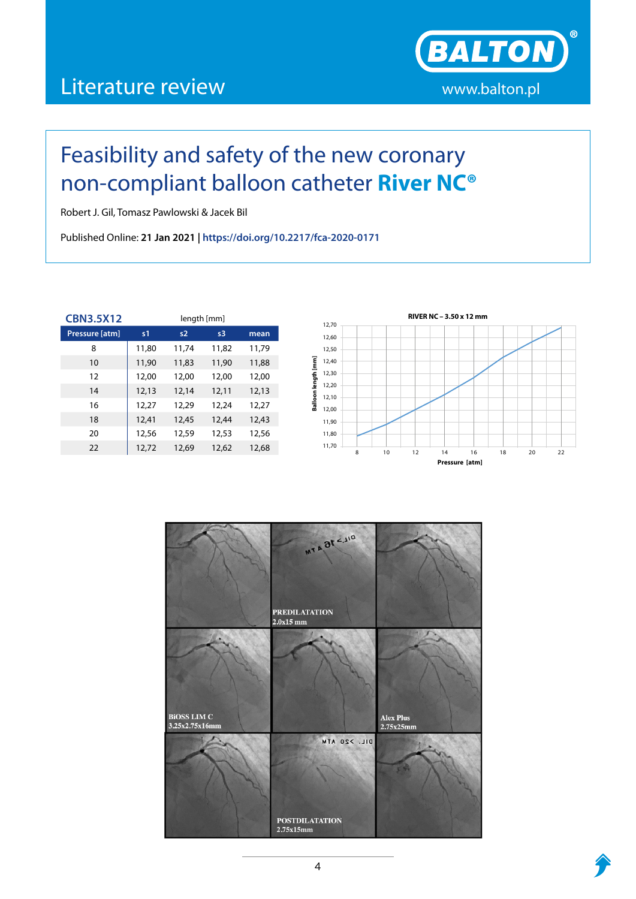Literature review

BALTON®

www.balton.pl

# Feasibility and safety of the new coronary non-compliant balloon catheter **River NC®**

Robert J. Gil, Tomasz Pawlowski & Jacek Bil

Published Online: **21 Jan 2021** | **https://doi.org/10.2217/fca-2020-0171**

**CBN3.5X12** length [mm]

| Pressure [atm] | s1 | s2 | s3 | mean |
|---|---|---|---|---|
| 8 | 11,80 | 11,74 | 11,82 | 11,79 |
| 10 | 11,90 | 11,83 | 11,90 | 11,88 |
| 12 | 12,00 | 12,00 | 12,00 | 12,00 |
| 14 | 12,13 | 12,14 | 12,11 | 12,13 |
| 16 | 12,27 | 12,29 | 12,24 | 12,27 |
| 18 | 12,41 | 12,45 | 12,44 | 12,43 |
| 20 | 12,56 | 12,59 | 12,53 | 12,56 |
| 22 | 12,72 | 12,69 | 12,62 | 12,68 |

RIVER NC – 3.50 x 12 mm

Balloon length [mm]

12,70
12,60
12,50
12,40
12,30
12,20
12,10
12,00
11,90
11,80
11,70

8 10 12 14 16 18 20 22

Pressure [atm]

PREDILATATION
2.0x15 mm

BiOSS LIM C
3.25x2.75x16mm

Alex Plus
2.75x25mm

POSTDILATATION
2.75x15mm